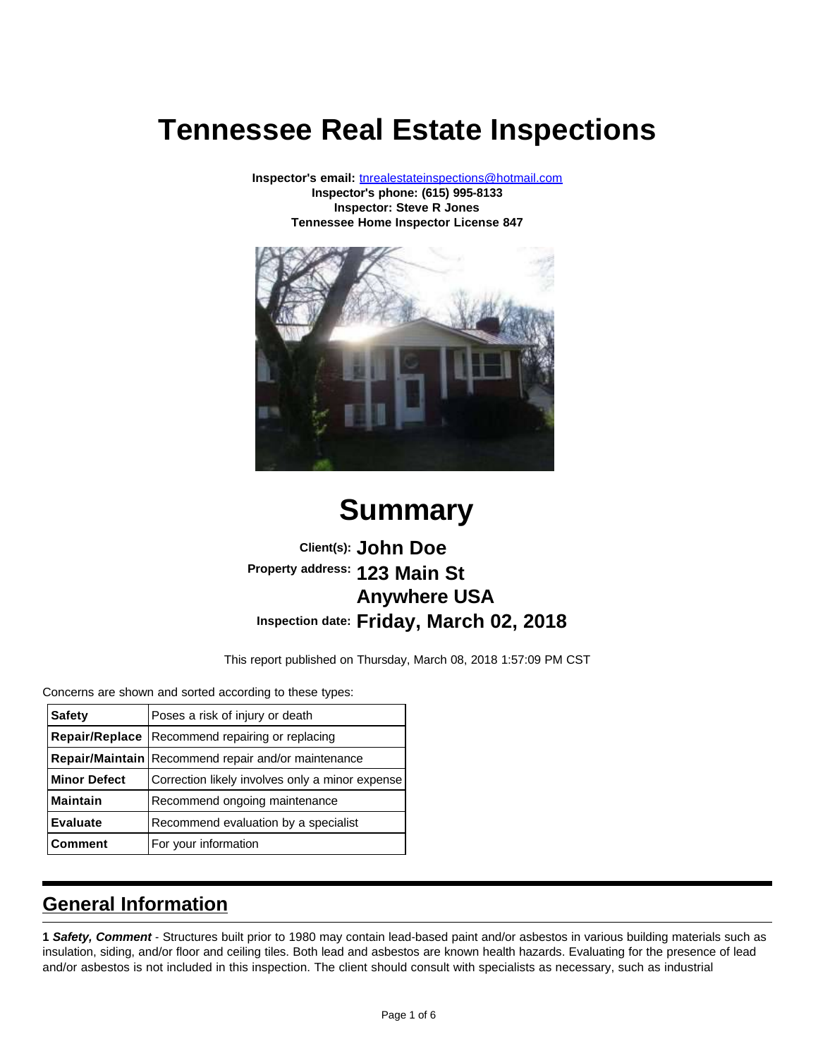# Tennessee Real Estate Inspections

**Inspector's email:** tnrealestateinspections@hotmail.com
**Inspector's phone: (615) 995-8133**
**Inspector: Steve R Jones**
**Tennessee Home Inspector License 847**

# Summary

**Client(s): John Doe**
**Property address: 123 Main St**
**Anywhere USA**
**Inspection date: Friday, March 02, 2018**

This report published on Thursday, March 08, 2018 1:57:09 PM CST

Concerns are shown and sorted according to these types:

| | |
|---|---|
| **Safety** | Poses a risk of injury or death |
| **Repair/Replace** | Recommend repairing or replacing |
| **Repair/Maintain** | Recommend repair and/or maintenance |
| **Minor Defect** | Correction likely involves only a minor expense |
| **Maintain** | Recommend ongoing maintenance |
| **Evaluate** | Recommend evaluation by a specialist |
| **Comment** | For your information |

## General Information

**1** ***Safety, Comment*** - Structures built prior to 1980 may contain lead-based paint and/or asbestos in various building materials such as insulation, siding, and/or floor and ceiling tiles. Both lead and asbestos are known health hazards. Evaluating for the presence of lead and/or asbestos is not included in this inspection. The client should consult with specialists as necessary, such as industrial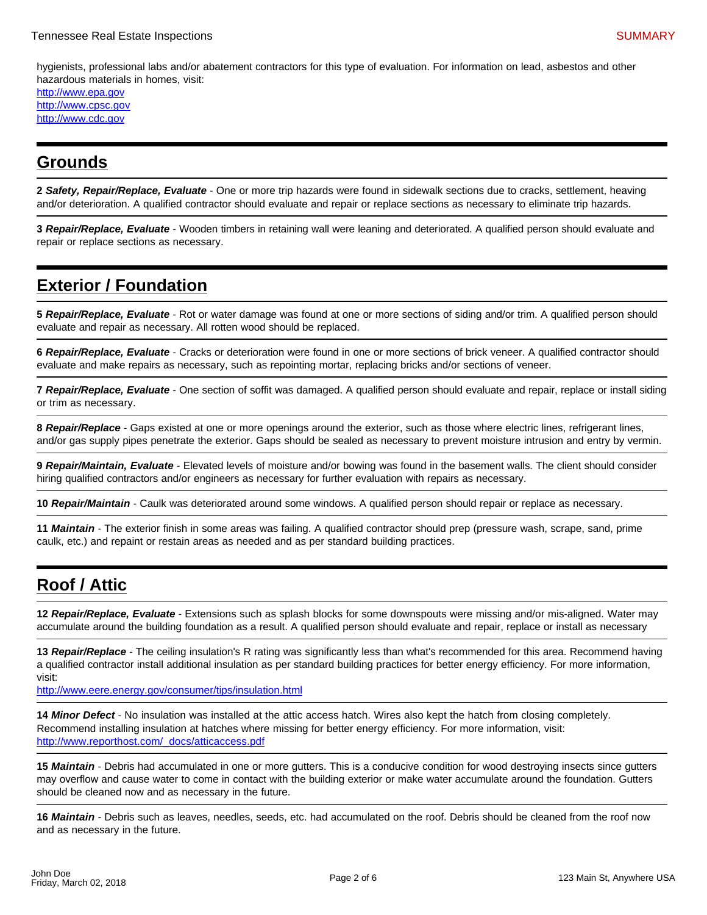hygienists, professional labs and/or abatement contractors for this type of evaluation. For information on lead, asbestos and other hazardous materials in homes, visit:
http://www.epa.gov
http://www.cpsc.gov
http://www.cdc.gov

## Grounds

**2 *Safety, Repair/Replace, Evaluate*** - One or more trip hazards were found in sidewalk sections due to cracks, settlement, heaving and/or deterioration. A qualified contractor should evaluate and repair or replace sections as necessary to eliminate trip hazards.

**3 *Repair/Replace, Evaluate*** - Wooden timbers in retaining wall were leaning and deteriorated. A qualified person should evaluate and repair or replace sections as necessary.

## Exterior / Foundation

**5 *Repair/Replace, Evaluate*** - Rot or water damage was found at one or more sections of siding and/or trim. A qualified person should evaluate and repair as necessary. All rotten wood should be replaced.

**6 *Repair/Replace, Evaluate*** - Cracks or deterioration were found in one or more sections of brick veneer. A qualified contractor should evaluate and make repairs as necessary, such as repointing mortar, replacing bricks and/or sections of veneer.

**7 *Repair/Replace, Evaluate*** - One section of soffit was damaged. A qualified person should evaluate and repair, replace or install siding or trim as necessary.

**8 *Repair/Replace*** - Gaps existed at one or more openings around the exterior, such as those where electric lines, refrigerant lines, and/or gas supply pipes penetrate the exterior. Gaps should be sealed as necessary to prevent moisture intrusion and entry by vermin.

**9 *Repair/Maintain, Evaluate*** - Elevated levels of moisture and/or bowing was found in the basement walls. The client should consider hiring qualified contractors and/or engineers as necessary for further evaluation with repairs as necessary.

**10 *Repair/Maintain*** - Caulk was deteriorated around some windows. A qualified person should repair or replace as necessary.

**11 *Maintain*** - The exterior finish in some areas was failing. A qualified contractor should prep (pressure wash, scrape, sand, prime caulk, etc.) and repaint or restain areas as needed and as per standard building practices.

## Roof / Attic

**12 *Repair/Replace, Evaluate*** - Extensions such as splash blocks for some downspouts were missing and/or mis-aligned. Water may accumulate around the building foundation as a result. A qualified person should evaluate and repair, replace or install as necessary

**13 *Repair/Replace*** - The ceiling insulation's R rating was significantly less than what's recommended for this area. Recommend having a qualified contractor install additional insulation as per standard building practices for better energy efficiency. For more information, visit:
http://www.eere.energy.gov/consumer/tips/insulation.html

**14 *Minor Defect*** - No insulation was installed at the attic access hatch. Wires also kept the hatch from closing completely. Recommend installing insulation at hatches where missing for better energy efficiency. For more information, visit:
http://www.reporthost.com/_docs/atticaccess.pdf

**15 *Maintain*** - Debris had accumulated in one or more gutters. This is a conducive condition for wood destroying insects since gutters may overflow and cause water to come in contact with the building exterior or make water accumulate around the foundation. Gutters should be cleaned now and as necessary in the future.

**16 *Maintain*** - Debris such as leaves, needles, seeds, etc. had accumulated on the roof. Debris should be cleaned from the roof now and as necessary in the future.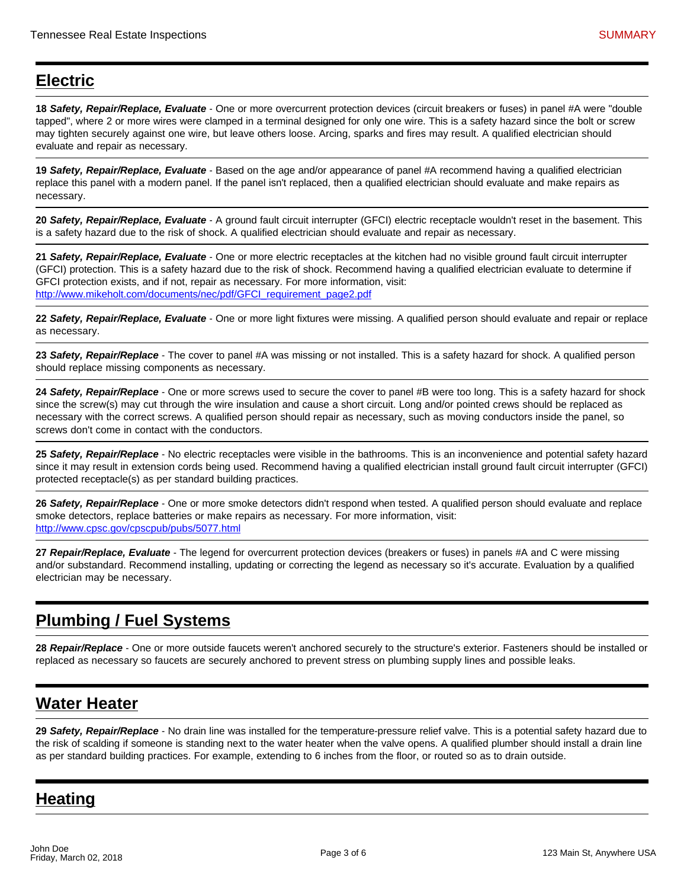## Electric

**18** ***Safety, Repair/Replace, Evaluate*** - One or more overcurrent protection devices (circuit breakers or fuses) in panel #A were "double tapped", where 2 or more wires were clamped in a terminal designed for only one wire. This is a safety hazard since the bolt or screw may tighten securely against one wire, but leave others loose. Arcing, sparks and fires may result. A qualified electrician should evaluate and repair as necessary.

**19** ***Safety, Repair/Replace, Evaluate*** - Based on the age and/or appearance of panel #A recommend having a qualified electrician replace this panel with a modern panel. If the panel isn't replaced, then a qualified electrician should evaluate and make repairs as necessary.

**20** ***Safety, Repair/Replace, Evaluate*** - A ground fault circuit interrupter (GFCI) electric receptacle wouldn't reset in the basement. This is a safety hazard due to the risk of shock. A qualified electrician should evaluate and repair as necessary.

**21** ***Safety, Repair/Replace, Evaluate*** - One or more electric receptacles at the kitchen had no visible ground fault circuit interrupter (GFCI) protection. This is a safety hazard due to the risk of shock. Recommend having a qualified electrician evaluate to determine if GFCI protection exists, and if not, repair as necessary. For more information, visit:
http://www.mikeholt.com/documents/nec/pdf/GFCI_requirement_page2.pdf

**22** ***Safety, Repair/Replace, Evaluate*** - One or more light fixtures were missing. A qualified person should evaluate and repair or replace as necessary.

**23** ***Safety, Repair/Replace*** - The cover to panel #A was missing or not installed. This is a safety hazard for shock. A qualified person should replace missing components as necessary.

**24** ***Safety, Repair/Replace*** - One or more screws used to secure the cover to panel #B were too long. This is a safety hazard for shock since the screw(s) may cut through the wire insulation and cause a short circuit. Long and/or pointed crews should be replaced as necessary with the correct screws. A qualified person should repair as necessary, such as moving conductors inside the panel, so screws don't come in contact with the conductors.

**25** ***Safety, Repair/Replace*** - No electric receptacles were visible in the bathrooms. This is an inconvenience and potential safety hazard since it may result in extension cords being used. Recommend having a qualified electrician install ground fault circuit interrupter (GFCI) protected receptacle(s) as per standard building practices.

**26** ***Safety, Repair/Replace*** - One or more smoke detectors didn't respond when tested. A qualified person should evaluate and replace smoke detectors, replace batteries or make repairs as necessary. For more information, visit:
http://www.cpsc.gov/cpscpub/pubs/5077.html

**27** ***Repair/Replace, Evaluate*** - The legend for overcurrent protection devices (breakers or fuses) in panels #A and C were missing and/or substandard. Recommend installing, updating or correcting the legend as necessary so it's accurate. Evaluation by a qualified electrician may be necessary.

## Plumbing / Fuel Systems

**28** ***Repair/Replace*** - One or more outside faucets weren't anchored securely to the structure's exterior. Fasteners should be installed or replaced as necessary so faucets are securely anchored to prevent stress on plumbing supply lines and possible leaks.

## Water Heater

**29** ***Safety, Repair/Replace*** - No drain line was installed for the temperature-pressure relief valve. This is a potential safety hazard due to the risk of scalding if someone is standing next to the water heater when the valve opens. A qualified plumber should install a drain line as per standard building practices. For example, extending to 6 inches from the floor, or routed so as to drain outside.

## Heating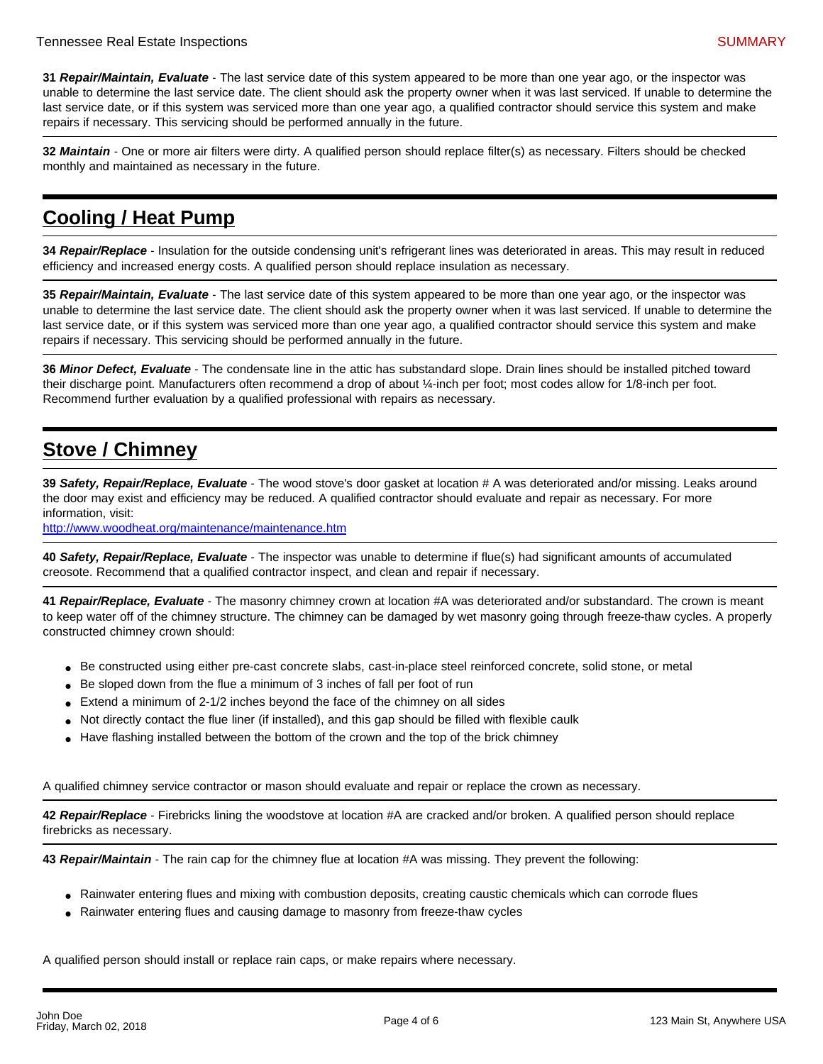**31** ***Repair/Maintain, Evaluate*** - The last service date of this system appeared to be more than one year ago, or the inspector was unable to determine the last service date. The client should ask the property owner when it was last serviced. If unable to determine the last service date, or if this system was serviced more than one year ago, a qualified contractor should service this system and make repairs if necessary. This servicing should be performed annually in the future.

---

**32** ***Maintain*** - One or more air filters were dirty. A qualified person should replace filter(s) as necessary. Filters should be checked monthly and maintained as necessary in the future.

---

## Cooling / Heat Pump

---

**34** ***Repair/Replace*** - Insulation for the outside condensing unit's refrigerant lines was deteriorated in areas. This may result in reduced efficiency and increased energy costs. A qualified person should replace insulation as necessary.

---

**35** ***Repair/Maintain, Evaluate*** - The last service date of this system appeared to be more than one year ago, or the inspector was unable to determine the last service date. The client should ask the property owner when it was last serviced. If unable to determine the last service date, or if this system was serviced more than one year ago, a qualified contractor should service this system and make repairs if necessary. This servicing should be performed annually in the future.

---

**36** ***Minor Defect, Evaluate*** - The condensate line in the attic has substandard slope. Drain lines should be installed pitched toward their discharge point. Manufacturers often recommend a drop of about ¼-inch per foot; most codes allow for 1/8-inch per foot. Recommend further evaluation by a qualified professional with repairs as necessary.

---

## Stove / Chimney

---

**39** ***Safety, Repair/Replace, Evaluate*** - The wood stove's door gasket at location # A was deteriorated and/or missing. Leaks around the door may exist and efficiency may be reduced. A qualified contractor should evaluate and repair as necessary. For more information, visit:
http://www.woodheat.org/maintenance/maintenance.htm

---

**40** ***Safety, Repair/Replace, Evaluate*** - The inspector was unable to determine if flue(s) had significant amounts of accumulated creosote. Recommend that a qualified contractor inspect, and clean and repair if necessary.

---

**41** ***Repair/Replace, Evaluate*** - The masonry chimney crown at location #A was deteriorated and/or substandard. The crown is meant to keep water off of the chimney structure. The chimney can be damaged by wet masonry going through freeze-thaw cycles. A properly constructed chimney crown should:

- Be constructed using either pre-cast concrete slabs, cast-in-place steel reinforced concrete, solid stone, or metal
- Be sloped down from the flue a minimum of 3 inches of fall per foot of run
- Extend a minimum of 2-1/2 inches beyond the face of the chimney on all sides
- Not directly contact the flue liner (if installed), and this gap should be filled with flexible caulk
- Have flashing installed between the bottom of the crown and the top of the brick chimney

A qualified chimney service contractor or mason should evaluate and repair or replace the crown as necessary.

---

**42** ***Repair/Replace*** - Firebricks lining the woodstove at location #A are cracked and/or broken. A qualified person should replace firebricks as necessary.

---

**43** ***Repair/Maintain*** - The rain cap for the chimney flue at location #A was missing. They prevent the following:

- Rainwater entering flues and mixing with combustion deposits, creating caustic chemicals which can corrode flues
- Rainwater entering flues and causing damage to masonry from freeze-thaw cycles

A qualified person should install or replace rain caps, or make repairs where necessary.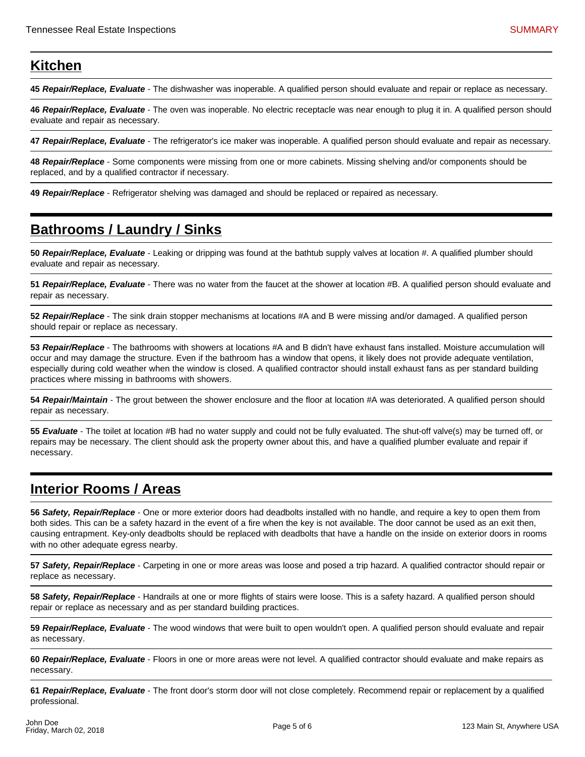## Kitchen

**45** ***Repair/Replace, Evaluate*** - The dishwasher was inoperable. A qualified person should evaluate and repair or replace as necessary.

**46** ***Repair/Replace, Evaluate*** - The oven was inoperable. No electric receptacle was near enough to plug it in. A qualified person should evaluate and repair as necessary.

**47** ***Repair/Replace, Evaluate*** - The refrigerator's ice maker was inoperable. A qualified person should evaluate and repair as necessary.

**48** ***Repair/Replace*** - Some components were missing from one or more cabinets. Missing shelving and/or components should be replaced, and by a qualified contractor if necessary.

**49** ***Repair/Replace*** - Refrigerator shelving was damaged and should be replaced or repaired as necessary.

## Bathrooms / Laundry / Sinks

**50** ***Repair/Replace, Evaluate*** - Leaking or dripping was found at the bathtub supply valves at location #. A qualified plumber should evaluate and repair as necessary.

**51** ***Repair/Replace, Evaluate*** - There was no water from the faucet at the shower at location #B. A qualified person should evaluate and repair as necessary.

**52** ***Repair/Replace*** - The sink drain stopper mechanisms at locations #A and B were missing and/or damaged. A qualified person should repair or replace as necessary.

**53** ***Repair/Replace*** - The bathrooms with showers at locations #A and B didn't have exhaust fans installed. Moisture accumulation will occur and may damage the structure. Even if the bathroom has a window that opens, it likely does not provide adequate ventilation, especially during cold weather when the window is closed. A qualified contractor should install exhaust fans as per standard building practices where missing in bathrooms with showers.

**54** ***Repair/Maintain*** - The grout between the shower enclosure and the floor at location #A was deteriorated. A qualified person should repair as necessary.

**55** ***Evaluate*** - The toilet at location #B had no water supply and could not be fully evaluated. The shut-off valve(s) may be turned off, or repairs may be necessary. The client should ask the property owner about this, and have a qualified plumber evaluate and repair if necessary.

## Interior Rooms / Areas

**56** ***Safety, Repair/Replace*** - One or more exterior doors had deadbolts installed with no handle, and require a key to open them from both sides. This can be a safety hazard in the event of a fire when the key is not available. The door cannot be used as an exit then, causing entrapment. Key-only deadbolts should be replaced with deadbolts that have a handle on the inside on exterior doors in rooms with no other adequate egress nearby.

**57** ***Safety, Repair/Replace*** - Carpeting in one or more areas was loose and posed a trip hazard. A qualified contractor should repair or replace as necessary.

**58** ***Safety, Repair/Replace*** - Handrails at one or more flights of stairs were loose. This is a safety hazard. A qualified person should repair or replace as necessary and as per standard building practices.

**59** ***Repair/Replace, Evaluate*** - The wood windows that were built to open wouldn't open. A qualified person should evaluate and repair as necessary.

**60** ***Repair/Replace, Evaluate*** - Floors in one or more areas were not level. A qualified contractor should evaluate and make repairs as necessary.

**61** ***Repair/Replace, Evaluate*** - The front door's storm door will not close completely. Recommend repair or replacement by a qualified professional.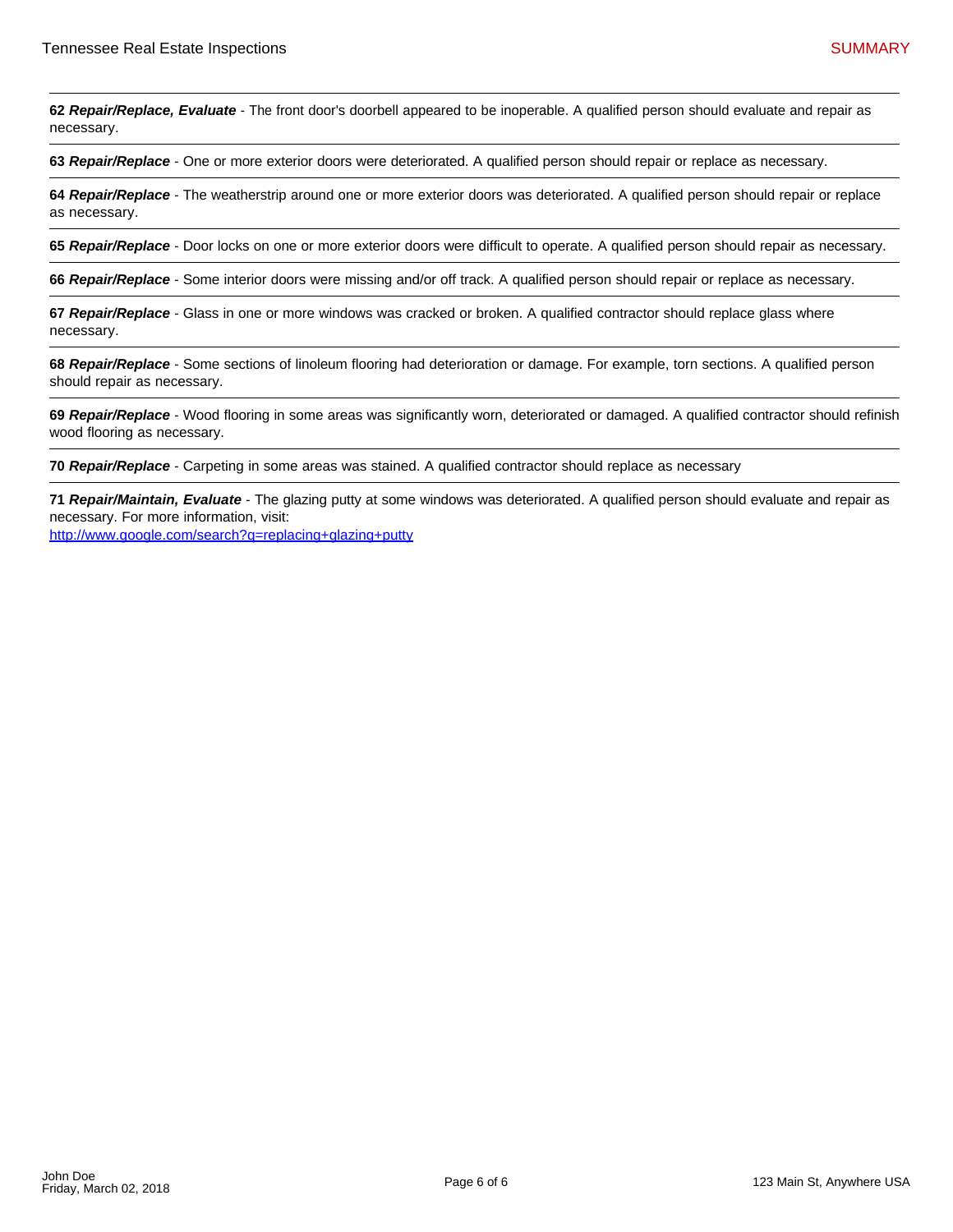**62** ***Repair/Replace, Evaluate*** - The front door's doorbell appeared to be inoperable. A qualified person should evaluate and repair as necessary.

---

**63** ***Repair/Replace*** - One or more exterior doors were deteriorated. A qualified person should repair or replace as necessary.

---

**64** ***Repair/Replace*** - The weatherstrip around one or more exterior doors was deteriorated. A qualified person should repair or replace as necessary.

---

**65** ***Repair/Replace*** - Door locks on one or more exterior doors were difficult to operate. A qualified person should repair as necessary.

---

**66** ***Repair/Replace*** - Some interior doors were missing and/or off track. A qualified person should repair or replace as necessary.

---

**67** ***Repair/Replace*** - Glass in one or more windows was cracked or broken. A qualified contractor should replace glass where necessary.

---

**68** ***Repair/Replace*** - Some sections of linoleum flooring had deterioration or damage. For example, torn sections. A qualified person should repair as necessary.

---

**69** ***Repair/Replace*** - Wood flooring in some areas was significantly worn, deteriorated or damaged. A qualified contractor should refinish wood flooring as necessary.

---

**70** ***Repair/Replace*** - Carpeting in some areas was stained. A qualified contractor should replace as necessary

---

**71** ***Repair/Maintain, Evaluate*** - The glazing putty at some windows was deteriorated. A qualified person should evaluate and repair as necessary. For more information, visit:
[http://www.google.com/search?q=replacing+glazing+putty](http://www.google.com/search?q=replacing+glazing+putty)